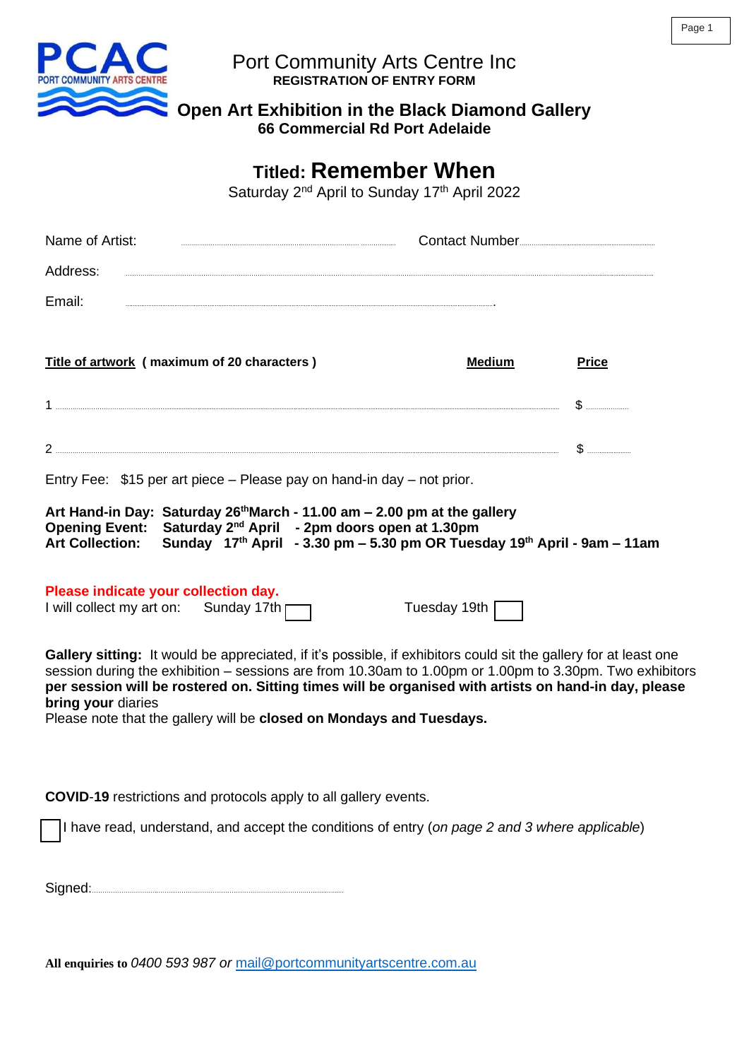# Port Community Arts Centre Inc

**REGISTRATION OF ENTRY FORM**

## Open Art Exhibition in the Black Diamond Gallery

**66 Commercial Rd Port Adelaide**

## Titled: Remember When

Saturday 2nd April to Sunday 17th April 2022

Name of Artist: ............................................ Contact Number............................................

Address: ..........................................................................................................................

Email: ..........................................................................................................................

**Title of artwork ( maximum of 20 characters )** **Medium** **Price**

1 .......................................................................................................... $ ..............

2 .......................................................................................................... $ ..............

Entry Fee: $15 per art piece – Please pay on hand-in day – not prior.

**Art Hand-in Day: Saturday 26th March - 11.00 am – 2.00 pm at the gallery**
**Opening Event: Saturday 2nd April - 2pm doors open at 1.30pm**
**Art Collection: Sunday 17th April - 3.30 pm – 5.30 pm OR Tuesday 19th April - 9am – 11am**

**Please indicate your collection day.**
I will collect my art on: Sunday 17th ☐ Tuesday 19th ☐

**Gallery sitting:** It would be appreciated, if it's possible, if exhibitors could sit the gallery for at least one session during the exhibition – sessions are from 10.30am to 1.00pm or 1.00pm to 3.30pm. Two exhibitors **per session will be rostered on. Sitting times will be organised with artists on hand-in day, please bring your** diaries
Please note that the gallery will be **closed on Mondays and Tuesdays.**

**COVID-19** restrictions and protocols apply to all gallery events.

☐ I have read, understand, and accept the conditions of entry (*on page 2 and 3 where applicable*)

Signed:..........................................................

**All enquiries to** *0400 593 987 or* mail@portcommunityartscentre.com.au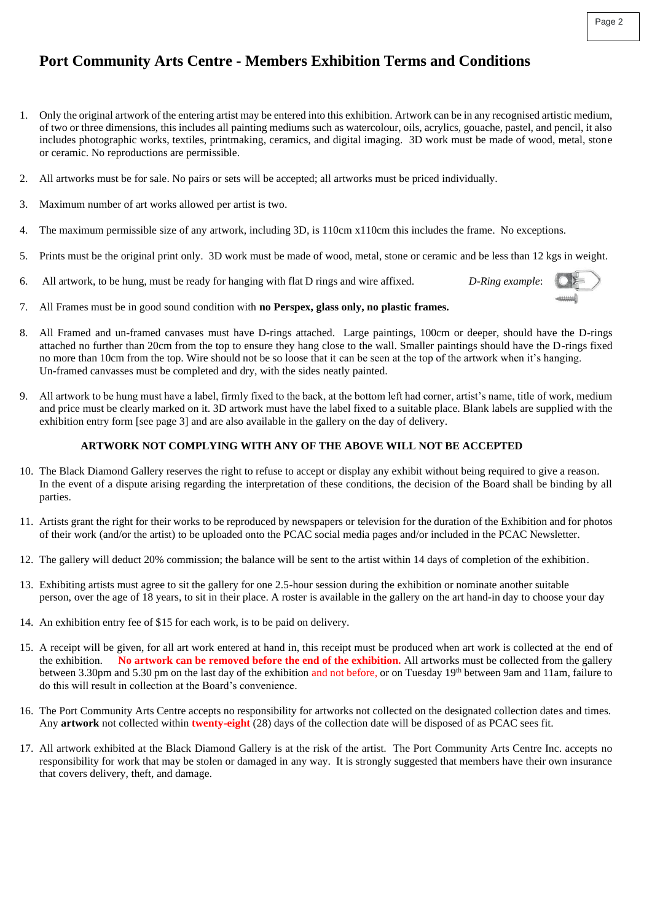# Port Community Arts Centre - Members Exhibition Terms and Conditions

1. Only the original artwork of the entering artist may be entered into this exhibition. Artwork can be in any recognised artistic medium, of two or three dimensions, this includes all painting mediums such as watercolour, oils, acrylics, gouache, pastel, and pencil, it also includes photographic works, textiles, printmaking, ceramics, and digital imaging. 3D work must be made of wood, metal, stone or ceramic. No reproductions are permissible.

2. All artworks must be for sale. No pairs or sets will be accepted; all artworks must be priced individually.

3. Maximum number of art works allowed per artist is two.

4. The maximum permissible size of any artwork, including 3D, is 110cm x110cm this includes the frame. No exceptions.

5. Prints must be the original print only. 3D work must be made of wood, metal, stone or ceramic and be less than 12 kgs in weight.

6. All artwork, to be hung, must be ready for hanging with flat D rings and wire affixed. *D-Ring example*:

7. All Frames must be in good sound condition with **no Perspex, glass only, no plastic frames.**

8. All Framed and un-framed canvases must have D-rings attached. Large paintings, 100cm or deeper, should have the D-rings attached no further than 20cm from the top to ensure they hang close to the wall. Smaller paintings should have the D-rings fixed no more than 10cm from the top. Wire should not be so loose that it can be seen at the top of the artwork when it's hanging. Un-framed canvasses must be completed and dry, with the sides neatly painted.

9. All artwork to be hung must have a label, firmly fixed to the back, at the bottom left had corner, artist's name, title of work, medium and price must be clearly marked on it. 3D artwork must have the label fixed to a suitable place. Blank labels are supplied with the exhibition entry form [see page 3] and are also available in the gallery on the day of delivery.

**ARTWORK NOT COMPLYING WITH ANY OF THE ABOVE WILL NOT BE ACCEPTED**

10. The Black Diamond Gallery reserves the right to refuse to accept or display any exhibit without being required to give a reason. In the event of a dispute arising regarding the interpretation of these conditions, the decision of the Board shall be binding by all parties.

11. Artists grant the right for their works to be reproduced by newspapers or television for the duration of the Exhibition and for photos of their work (and/or the artist) to be uploaded onto the PCAC social media pages and/or included in the PCAC Newsletter.

12. The gallery will deduct 20% commission; the balance will be sent to the artist within 14 days of completion of the exhibition.

13. Exhibiting artists must agree to sit the gallery for one 2.5-hour session during the exhibition or nominate another suitable person, over the age of 18 years, to sit in their place. A roster is available in the gallery on the art hand-in day to choose your day

14. An exhibition entry fee of $15 for each work, is to be paid on delivery.

15. A receipt will be given, for all art work entered at hand in, this receipt must be produced when art work is collected at the end of the exhibition. **No artwork can be removed before the end of the exhibition.** All artworks must be collected from the gallery between 3.30pm and 5.30 pm on the last day of the exhibition and not before, or on Tuesday 19th between 9am and 11am, failure to do this will result in collection at the Board's convenience.

16. The Port Community Arts Centre accepts no responsibility for artworks not collected on the designated collection dates and times. Any **artwork** not collected within **twenty-eight** (28) days of the collection date will be disposed of as PCAC sees fit.

17. All artwork exhibited at the Black Diamond Gallery is at the risk of the artist. The Port Community Arts Centre Inc. accepts no responsibility for work that may be stolen or damaged in any way. It is strongly suggested that members have their own insurance that covers delivery, theft, and damage.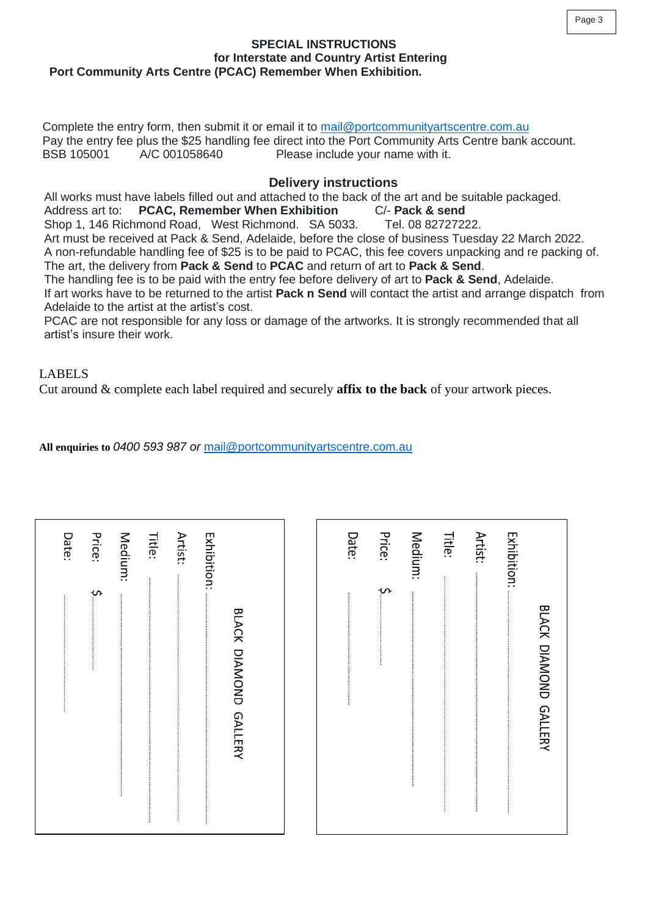**SPECIAL INSTRUCTIONS**
**for Interstate and Country Artist Entering**
**Port Community Arts Centre (PCAC) Remember When Exhibition.**

Complete the entry form, then submit it or email it to mail@portcommunityartscentre.com.au
Pay the entry fee plus the $25 handling fee direct into the Port Community Arts Centre bank account.
BSB 105001 A/C 001058640 Please include your name with it.

## Delivery instructions

All works must have labels filled out and attached to the back of the art and be suitable packaged.
Address art to: **PCAC, Remember When Exhibition** C/- **Pack & send**
Shop 1, 146 Richmond Road, West Richmond. SA 5033. Tel. 08 82727222.
Art must be received at Pack & Send, Adelaide, before the close of business Tuesday 22 March 2022.
A non-refundable handling fee of $25 is to be paid to PCAC, this fee covers unpacking and re packing of. The art, the delivery from **Pack & Send** to **PCAC** and return of art to **Pack & Send**.
The handling fee is to be paid with the entry fee before delivery of art to **Pack & Send**, Adelaide.
If art works have to be returned to the artist **Pack n Send** will contact the artist and arrange dispatch from Adelaide to the artist at the artist's cost.
PCAC are not responsible for any loss or damage of the artworks. It is strongly recommended that all artist's insure their work.

LABELS
Cut around & complete each label required and securely **affix to the back** of your artwork pieces.

**All enquiries to** *0400 593 987 or* mail@portcommunityartscentre.com.au

BLACK DIAMOND GALLERY
Exhibition: ............................................
Artist: ............................................
Title: ............................................
Medium: ............................................
Price: $..................
Date: ..................

BLACK DIAMOND GALLERY
Exhibition: ............................................
Artist: ............................................
Title: ............................................
Medium: ............................................
Price: $..................
Date: ..................